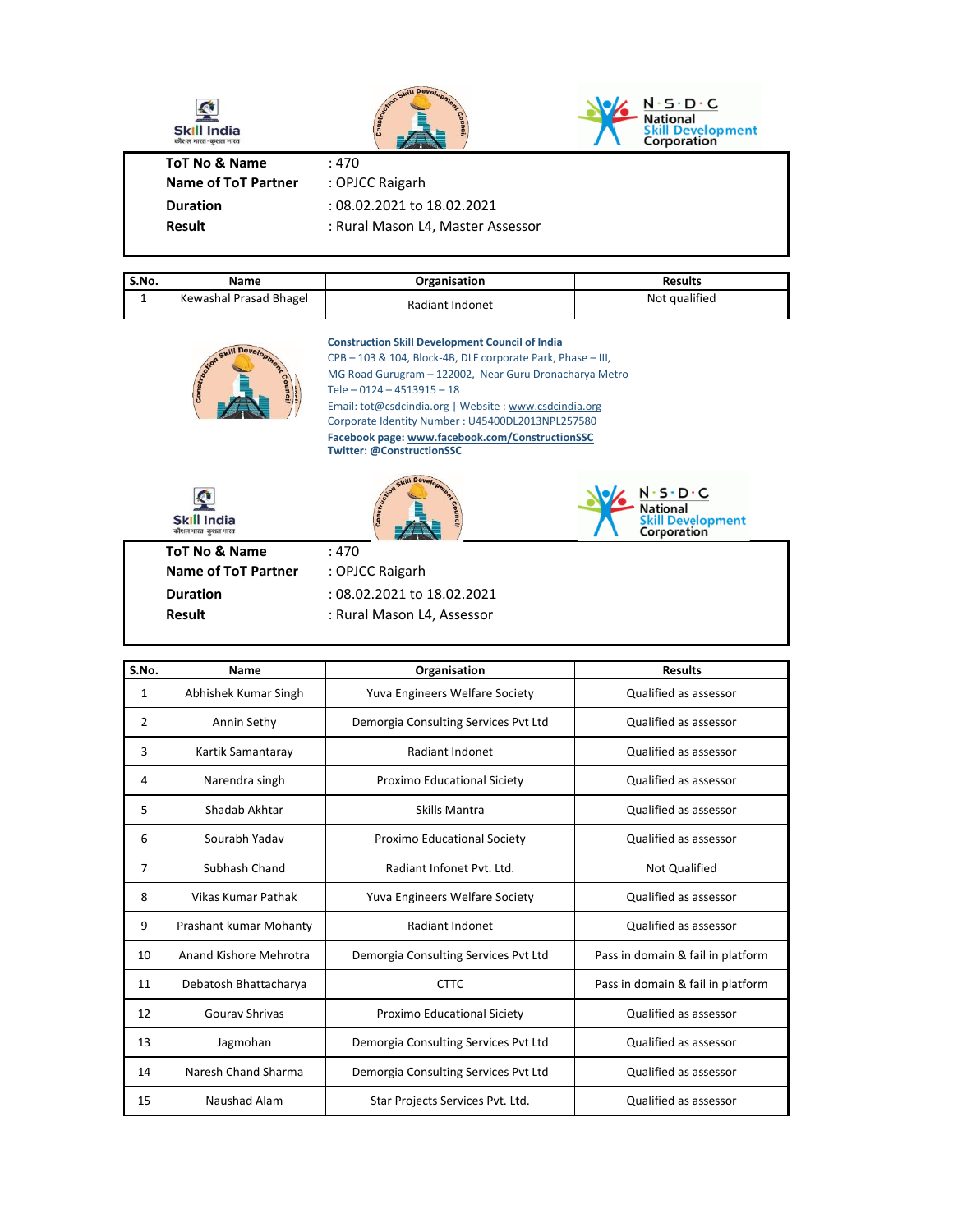| ToT No & Name | : 470 |
|---|---|
| Name of ToT Partner | : OPJCC Raigarh |
| Duration | : 08.02.2021 to 18.02.2021 |
| Result | : Rural Mason L4, Master Assessor |

| S.No. | Name | Organisation | Results |
|---|---|---|---|
| 1 | Kewashal Prasad Bhagel | Radiant Indonet | Not qualified |

**Construction Skill Development Council of India**
CPB – 103 & 104, Block-4B, DLF corporate Park, Phase – III,
MG Road Gurugram – 122002, Near Guru Dronacharya Metro
Tele – 0124 – 4513915 – 18
Email: tot@csdcindia.org | Website : www.csdcindia.org
Corporate Identity Number : U45400DL2013NPL257580
**Facebook page: www.facebook.com/ConstructionSSC**
**Twitter: @ConstructionSSC**

| ToT No & Name | : 470 |
|---|---|
| Name of ToT Partner | : OPJCC Raigarh |
| Duration | : 08.02.2021 to 18.02.2021 |
| Result | : Rural Mason L4, Assessor |

| S.No. | Name | Organisation | Results |
|---|---|---|---|
| 1 | Abhishek Kumar Singh | Yuva Engineers Welfare Society | Qualified as assessor |
| 2 | Annin Sethy | Demorgia Consulting Services Pvt Ltd | Qualified as assessor |
| 3 | Kartik Samantaray | Radiant Indonet | Qualified as assessor |
| 4 | Narendra singh | Proximo Educational Siciety | Qualified as assessor |
| 5 | Shadab Akhtar | Skills Mantra | Qualified as assessor |
| 6 | Sourabh Yadav | Proximo Educational Society | Qualified as assessor |
| 7 | Subhash Chand | Radiant Infonet Pvt. Ltd. | Not Qualified |
| 8 | Vikas Kumar Pathak | Yuva Engineers Welfare Society | Qualified as assessor |
| 9 | Prashant kumar Mohanty | Radiant Indonet | Qualified as assessor |
| 10 | Anand Kishore Mehrotra | Demorgia Consulting Services Pvt Ltd | Pass in domain & fail in platform |
| 11 | Debatosh Bhattacharya | CTTC | Pass in domain & fail in platform |
| 12 | Gourav Shrivas | Proximo Educational Siciety | Qualified as assessor |
| 13 | Jagmohan | Demorgia Consulting Services Pvt Ltd | Qualified as assessor |
| 14 | Naresh Chand Sharma | Demorgia Consulting Services Pvt Ltd | Qualified as assessor |
| 15 | Naushad Alam | Star Projects Services Pvt. Ltd. | Qualified as assessor |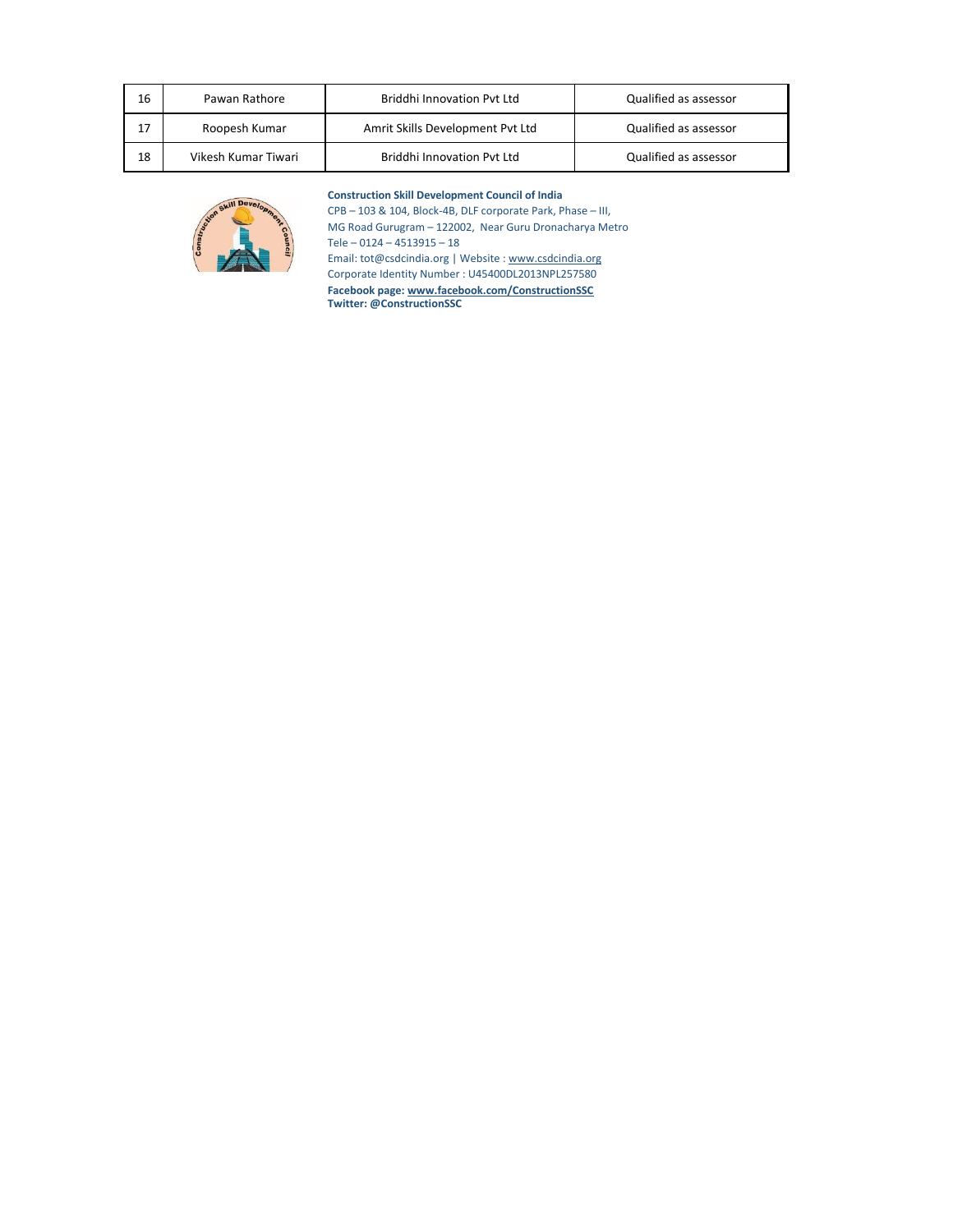| | | | |
|---|---|---|---|
| 16 | Pawan Rathore | Briddhi Innovation Pvt Ltd | Qualified as assessor |
| 17 | Roopesh Kumar | Amrit Skills Development Pvt Ltd | Qualified as assessor |
| 18 | Vikesh Kumar Tiwari | Briddhi Innovation Pvt Ltd | Qualified as assessor |

**Construction Skill Development Council of India**
CPB – 103 & 104, Block-4B, DLF corporate Park, Phase – III,
MG Road Gurugram – 122002, Near Guru Dronacharya Metro
Tele – 0124 – 4513915 – 18
Email: tot@csdcindia.org | Website : www.csdcindia.org
Corporate Identity Number : U45400DL2013NPL257580
**Facebook page: www.facebook.com/ConstructionSSC**
**Twitter: @ConstructionSSC**